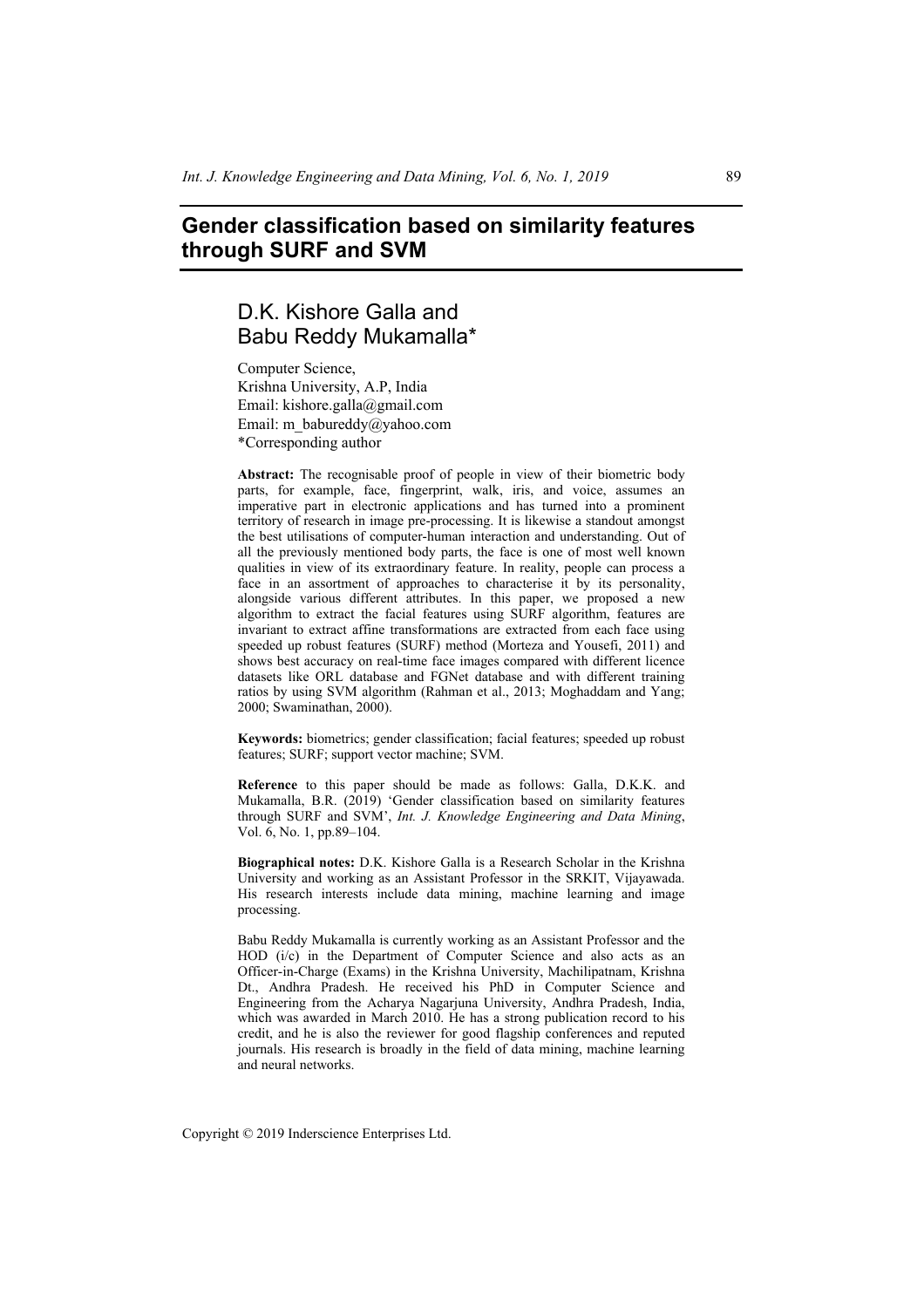# Gender classification based on similarity features through SURF and SVM

## D.K. Kishore Galla and Babu Reddy Mukamalla*

Computer Science,
Krishna University, A.P, India
Email: kishore.galla@gmail.com
Email: m_babureddy@yahoo.com
*Corresponding author

**Abstract:** The recognisable proof of people in view of their biometric body parts, for example, face, fingerprint, walk, iris, and voice, assumes an imperative part in electronic applications and has turned into a prominent territory of research in image pre-processing. It is likewise a standout amongst the best utilisations of computer-human interaction and understanding. Out of all the previously mentioned body parts, the face is one of most well known qualities in view of its extraordinary feature. In reality, people can process a face in an assortment of approaches to characterise it by its personality, alongside various different attributes. In this paper, we proposed a new algorithm to extract the facial features using SURF algorithm, features are invariant to extract affine transformations are extracted from each face using speeded up robust features (SURF) method (Morteza and Yousefi, 2011) and shows best accuracy on real-time face images compared with different licence datasets like ORL database and FGNet database and with different training ratios by using SVM algorithm (Rahman et al., 2013; Moghaddam and Yang; 2000; Swaminathan, 2000).

**Keywords:** biometrics; gender classification; facial features; speeded up robust features; SURF; support vector machine; SVM.

**Reference** to this paper should be made as follows: Galla, D.K.K. and Mukamalla, B.R. (2019) 'Gender classification based on similarity features through SURF and SVM', *Int. J. Knowledge Engineering and Data Mining*, Vol. 6, No. 1, pp.89–104.

**Biographical notes:** D.K. Kishore Galla is a Research Scholar in the Krishna University and working as an Assistant Professor in the SRKIT, Vijayawada. His research interests include data mining, machine learning and image processing.

Babu Reddy Mukamalla is currently working as an Assistant Professor and the HOD (i/c) in the Department of Computer Science and also acts as an Officer-in-Charge (Exams) in the Krishna University, Machilipatnam, Krishna Dt., Andhra Pradesh. He received his PhD in Computer Science and Engineering from the Acharya Nagarjuna University, Andhra Pradesh, India, which was awarded in March 2010. He has a strong publication record to his credit, and he is also the reviewer for good flagship conferences and reputed journals. His research is broadly in the field of data mining, machine learning and neural networks.

Copyright © 2019 Inderscience Enterprises Ltd.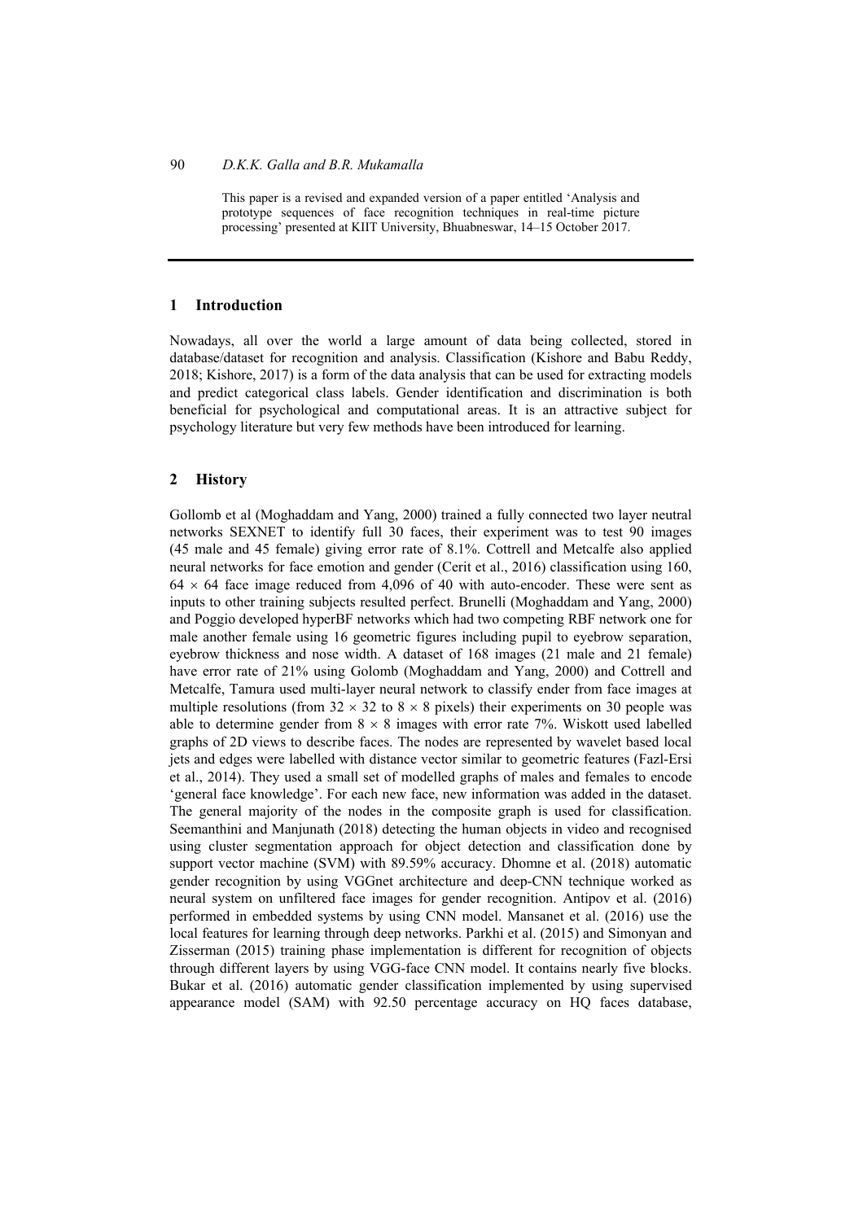This paper is a revised and expanded version of a paper entitled 'Analysis and prototype sequences of face recognition techniques in real-time picture processing' presented at KIIT University, Bhuabneswar, 14–15 October 2017.

## 1 Introduction

Nowadays, all over the world a large amount of data being collected, stored in database/dataset for recognition and analysis. Classification (Kishore and Babu Reddy, 2018; Kishore, 2017) is a form of the data analysis that can be used for extracting models and predict categorical class labels. Gender identification and discrimination is both beneficial for psychological and computational areas. It is an attractive subject for psychology literature but very few methods have been introduced for learning.

## 2 History

Gollomb et al (Moghaddam and Yang, 2000) trained a fully connected two layer neutral networks SEXNET to identify full 30 faces, their experiment was to test 90 images (45 male and 45 female) giving error rate of 8.1%. Cottrell and Metcalfe also applied neural networks for face emotion and gender (Cerit et al., 2016) classification using 160, $64 \times 64$ face image reduced from 4,096 of 40 with auto-encoder. These were sent as inputs to other training subjects resulted perfect. Brunelli (Moghaddam and Yang, 2000) and Poggio developed hyperBF networks which had two competing RBF network one for male another female using 16 geometric figures including pupil to eyebrow separation, eyebrow thickness and nose width. A dataset of 168 images (21 male and 21 female) have error rate of 21% using Golomb (Moghaddam and Yang, 2000) and Cottrell and Metcalfe, Tamura used multi-layer neural network to classify ender from face images at multiple resolutions (from $32 \times 32$ to $8 \times 8$ pixels) their experiments on 30 people was able to determine gender from $8 \times 8$ images with error rate 7%. Wiskott used labelled graphs of 2D views to describe faces. The nodes are represented by wavelet based local jets and edges were labelled with distance vector similar to geometric features (Fazl-Ersi et al., 2014). They used a small set of modelled graphs of males and females to encode 'general face knowledge'. For each new face, new information was added in the dataset. The general majority of the nodes in the composite graph is used for classification. Seemanthini and Manjunath (2018) detecting the human objects in video and recognised using cluster segmentation approach for object detection and classification done by support vector machine (SVM) with 89.59% accuracy. Dhomne et al. (2018) automatic gender recognition by using VGGnet architecture and deep-CNN technique worked as neural system on unfiltered face images for gender recognition. Antipov et al. (2016) performed in embedded systems by using CNN model. Mansanet et al. (2016) use the local features for learning through deep networks. Parkhi et al. (2015) and Simonyan and Zisserman (2015) training phase implementation is different for recognition of objects through different layers by using VGG-face CNN model. It contains nearly five blocks. Bukar et al. (2016) automatic gender classification implemented by using supervised appearance model (SAM) with 92.50 percentage accuracy on HQ faces database,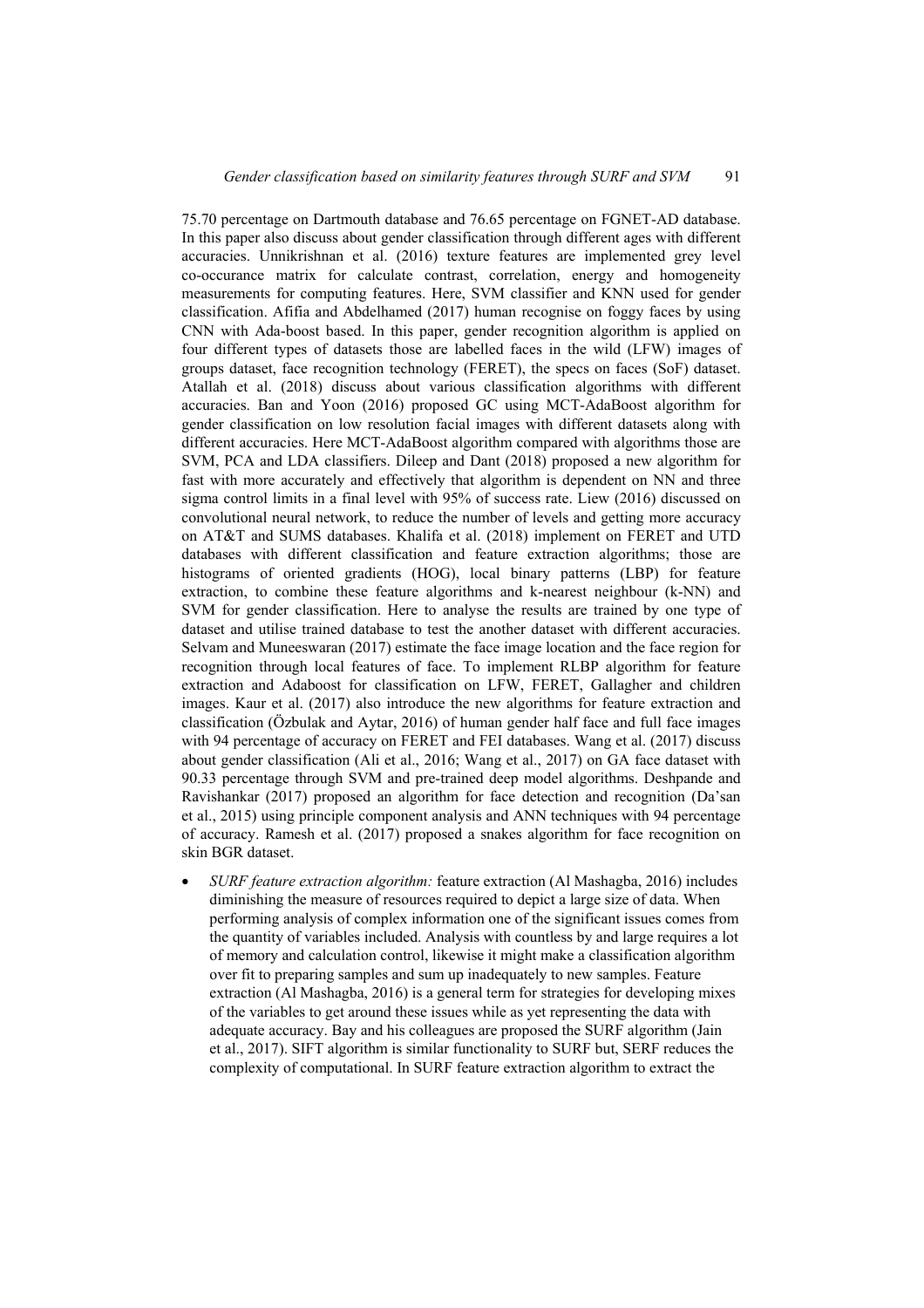75.70 percentage on Dartmouth database and 76.65 percentage on FGNET-AD database. In this paper also discuss about gender classification through different ages with different accuracies. Unnikrishnan et al. (2016) texture features are implemented grey level co-occurance matrix for calculate contrast, correlation, energy and homogeneity measurements for computing features. Here, SVM classifier and KNN used for gender classification. Afifia and Abdelhamed (2017) human recognise on foggy faces by using CNN with Ada-boost based. In this paper, gender recognition algorithm is applied on four different types of datasets those are labelled faces in the wild (LFW) images of groups dataset, face recognition technology (FERET), the specs on faces (SoF) dataset. Atallah et al. (2018) discuss about various classification algorithms with different accuracies. Ban and Yoon (2016) proposed GC using MCT-AdaBoost algorithm for gender classification on low resolution facial images with different datasets along with different accuracies. Here MCT-AdaBoost algorithm compared with algorithms those are SVM, PCA and LDA classifiers. Dileep and Dant (2018) proposed a new algorithm for fast with more accurately and effectively that algorithm is dependent on NN and three sigma control limits in a final level with 95% of success rate. Liew (2016) discussed on convolutional neural network, to reduce the number of levels and getting more accuracy on AT&T and SUMS databases. Khalifa et al. (2018) implement on FERET and UTD databases with different classification and feature extraction algorithms; those are histograms of oriented gradients (HOG), local binary patterns (LBP) for feature extraction, to combine these feature algorithms and k-nearest neighbour (k-NN) and SVM for gender classification. Here to analyse the results are trained by one type of dataset and utilise trained database to test the another dataset with different accuracies. Selvam and Muneeswaran (2017) estimate the face image location and the face region for recognition through local features of face. To implement RLBP algorithm for feature extraction and Adaboost for classification on LFW, FERET, Gallagher and children images. Kaur et al. (2017) also introduce the new algorithms for feature extraction and classification (Özbulak and Aytar, 2016) of human gender half face and full face images with 94 percentage of accuracy on FERET and FEI databases. Wang et al. (2017) discuss about gender classification (Ali et al., 2016; Wang et al., 2017) on GA face dataset with 90.33 percentage through SVM and pre-trained deep model algorithms. Deshpande and Ravishankar (2017) proposed an algorithm for face detection and recognition (Da'san et al., 2015) using principle component analysis and ANN techniques with 94 percentage of accuracy. Ramesh et al. (2017) proposed a snakes algorithm for face recognition on skin BGR dataset.

- *SURF feature extraction algorithm:* feature extraction (Al Mashagba, 2016) includes diminishing the measure of resources required to depict a large size of data. When performing analysis of complex information one of the significant issues comes from the quantity of variables included. Analysis with countless by and large requires a lot of memory and calculation control, likewise it might make a classification algorithm over fit to preparing samples and sum up inadequately to new samples. Feature extraction (Al Mashagba, 2016) is a general term for strategies for developing mixes of the variables to get around these issues while as yet representing the data with adequate accuracy. Bay and his colleagues are proposed the SURF algorithm (Jain et al., 2017). SIFT algorithm is similar functionality to SURF but, SERF reduces the complexity of computational. In SURF feature extraction algorithm to extract the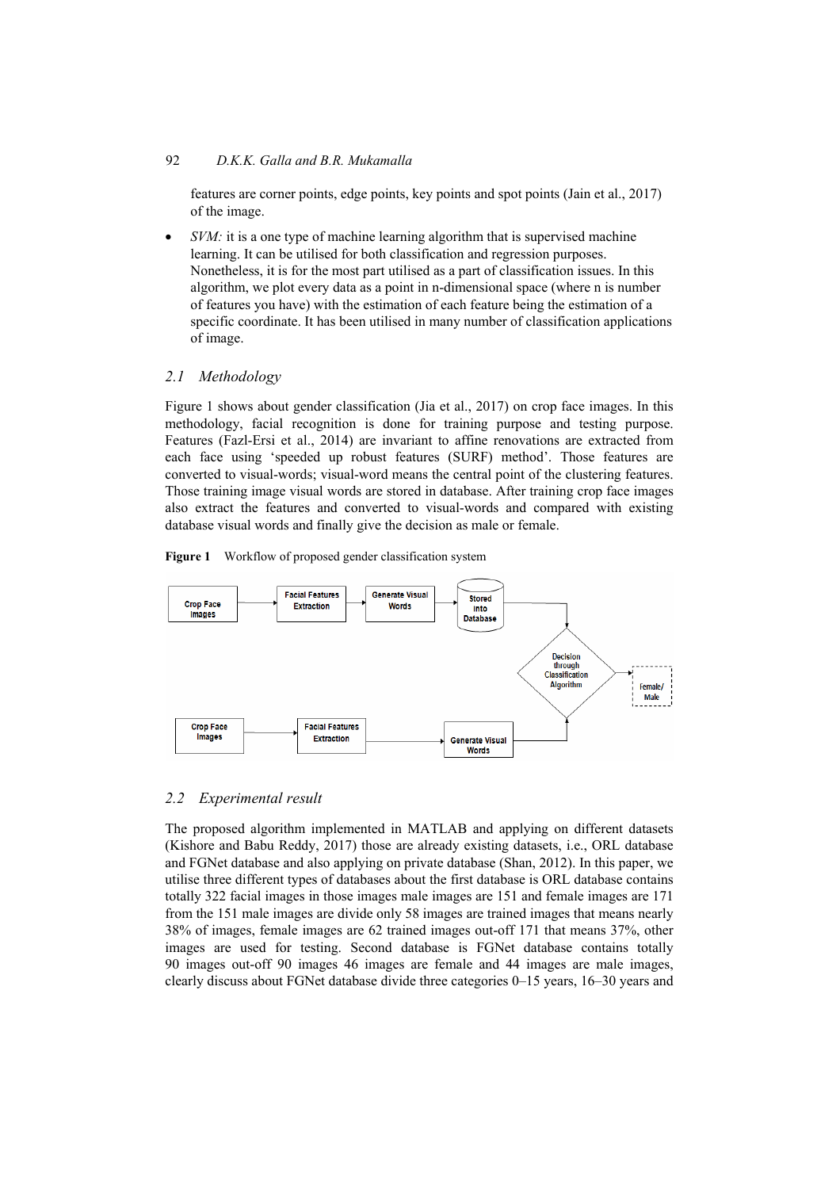features are corner points, edge points, key points and spot points (Jain et al., 2017) of the image.

- *SVM:* it is a one type of machine learning algorithm that is supervised machine learning. It can be utilised for both classification and regression purposes. Nonetheless, it is for the most part utilised as a part of classification issues. In this algorithm, we plot every data as a point in n-dimensional space (where n is number of features you have) with the estimation of each feature being the estimation of a specific coordinate. It has been utilised in many number of classification applications of image.

## *2.1 Methodology*

Figure 1 shows about gender classification (Jia et al., 2017) on crop face images. In this methodology, facial recognition is done for training purpose and testing purpose. Features (Fazl-Ersi et al., 2014) are invariant to affine renovations are extracted from each face using 'speeded up robust features (SURF) method'. Those features are converted to visual-words; visual-word means the central point of the clustering features. Those training image visual words are stored in database. After training crop face images also extract the features and converted to visual-words and compared with existing database visual words and finally give the decision as male or female.

**Figure 1** Workflow of proposed gender classification system

## *2.2 Experimental result*

The proposed algorithm implemented in MATLAB and applying on different datasets (Kishore and Babu Reddy, 2017) those are already existing datasets, i.e., ORL database and FGNet database and also applying on private database (Shan, 2012). In this paper, we utilise three different types of databases about the first database is ORL database contains totally 322 facial images in those images male images are 151 and female images are 171 from the 151 male images are divide only 58 images are trained images that means nearly 38% of images, female images are 62 trained images out-off 171 that means 37%, other images are used for testing. Second database is FGNet database contains totally 90 images out-off 90 images 46 images are female and 44 images are male images, clearly discuss about FGNet database divide three categories 0–15 years, 16–30 years and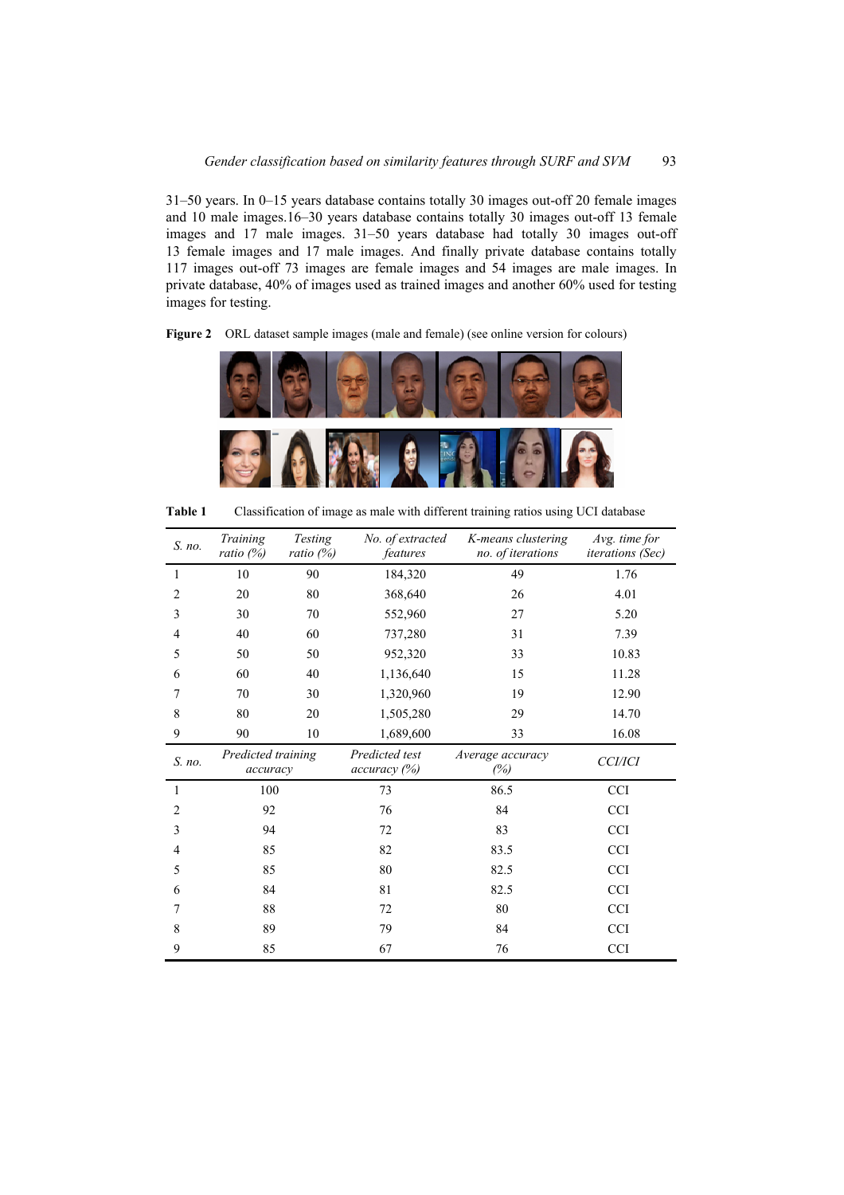31–50 years. In 0–15 years database contains totally 30 images out-off 20 female images and 10 male images.16–30 years database contains totally 30 images out-off 13 female images and 17 male images. 31–50 years database had totally 30 images out-off 13 female images and 17 male images. And finally private database contains totally 117 images out-off 73 images are female images and 54 images are male images. In private database, 40% of images used as trained images and another 60% used for testing images for testing.

**Figure 2** ORL dataset sample images (male and female) (see online version for colours)

**Table 1** Classification of image as male with different training ratios using UCI database

| *S. no.* | *Training ratio (%)* | *Testing ratio (%)* | *No. of extracted features* | *K-means clustering no. of iterations* | *Avg. time for iterations (Sec)* |
|---|---|---|---|---|---|
| 1 | 10 | 90 | 184,320 | 49 | 1.76 |
| 2 | 20 | 80 | 368,640 | 26 | 4.01 |
| 3 | 30 | 70 | 552,960 | 27 | 5.20 |
| 4 | 40 | 60 | 737,280 | 31 | 7.39 |
| 5 | 50 | 50 | 952,320 | 33 | 10.83 |
| 6 | 60 | 40 | 1,136,640 | 15 | 11.28 |
| 7 | 70 | 30 | 1,320,960 | 19 | 12.90 |
| 8 | 80 | 20 | 1,505,280 | 29 | 14.70 |
| 9 | 90 | 10 | 1,689,600 | 33 | 16.08 |

| *S. no.* | *Predicted training accuracy* | *Predicted test accuracy (%)* | *Average accuracy (%)* | *CCI/ICI* |
|---|---|---|---|---|
| 1 | 100 | 73 | 86.5 | CCI |
| 2 | 92 | 76 | 84 | CCI |
| 3 | 94 | 72 | 83 | CCI |
| 4 | 85 | 82 | 83.5 | CCI |
| 5 | 85 | 80 | 82.5 | CCI |
| 6 | 84 | 81 | 82.5 | CCI |
| 7 | 88 | 72 | 80 | CCI |
| 8 | 89 | 79 | 84 | CCI |
| 9 | 85 | 67 | 76 | CCI |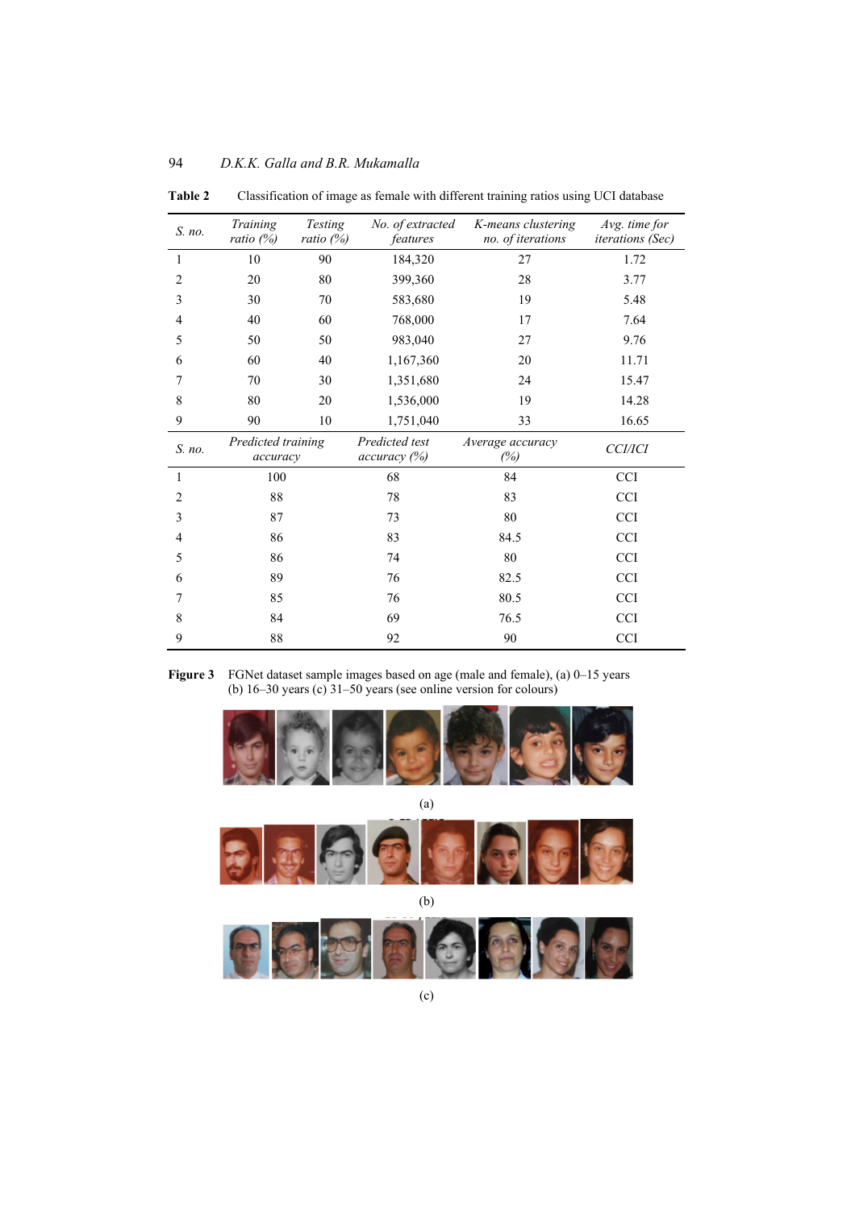**Table 2** Classification of image as female with different training ratios using UCI database

| *S. no.* | *Training ratio (%)* | *Testing ratio (%)* | *No. of extracted features* | *K-means clustering no. of iterations* | *Avg. time for iterations (Sec)* |
|---|---|---|---|---|---|
| 1 | 10 | 90 | 184,320 | 27 | 1.72 |
| 2 | 20 | 80 | 399,360 | 28 | 3.77 |
| 3 | 30 | 70 | 583,680 | 19 | 5.48 |
| 4 | 40 | 60 | 768,000 | 17 | 7.64 |
| 5 | 50 | 50 | 983,040 | 27 | 9.76 |
| 6 | 60 | 40 | 1,167,360 | 20 | 11.71 |
| 7 | 70 | 30 | 1,351,680 | 24 | 15.47 |
| 8 | 80 | 20 | 1,536,000 | 19 | 14.28 |
| 9 | 90 | 10 | 1,751,040 | 33 | 16.65 |

| *S. no.* | *Predicted training accuracy* | *Predicted test accuracy (%)* | *Average accuracy (%)* | *CCI/ICI* |
|---|---|---|---|---|
| 1 | 100 | 68 | 84 | CCI |
| 2 | 88 | 78 | 83 | CCI |
| 3 | 87 | 73 | 80 | CCI |
| 4 | 86 | 83 | 84.5 | CCI |
| 5 | 86 | 74 | 80 | CCI |
| 6 | 89 | 76 | 82.5 | CCI |
| 7 | 85 | 76 | 80.5 | CCI |
| 8 | 84 | 69 | 76.5 | CCI |
| 9 | 88 | 92 | 90 | CCI |

**Figure 3** FGNet dataset sample images based on age (male and female), (a) 0–15 years (b) 16–30 years (c) 31–50 years (see online version for colours)

(a)

(b)

(c)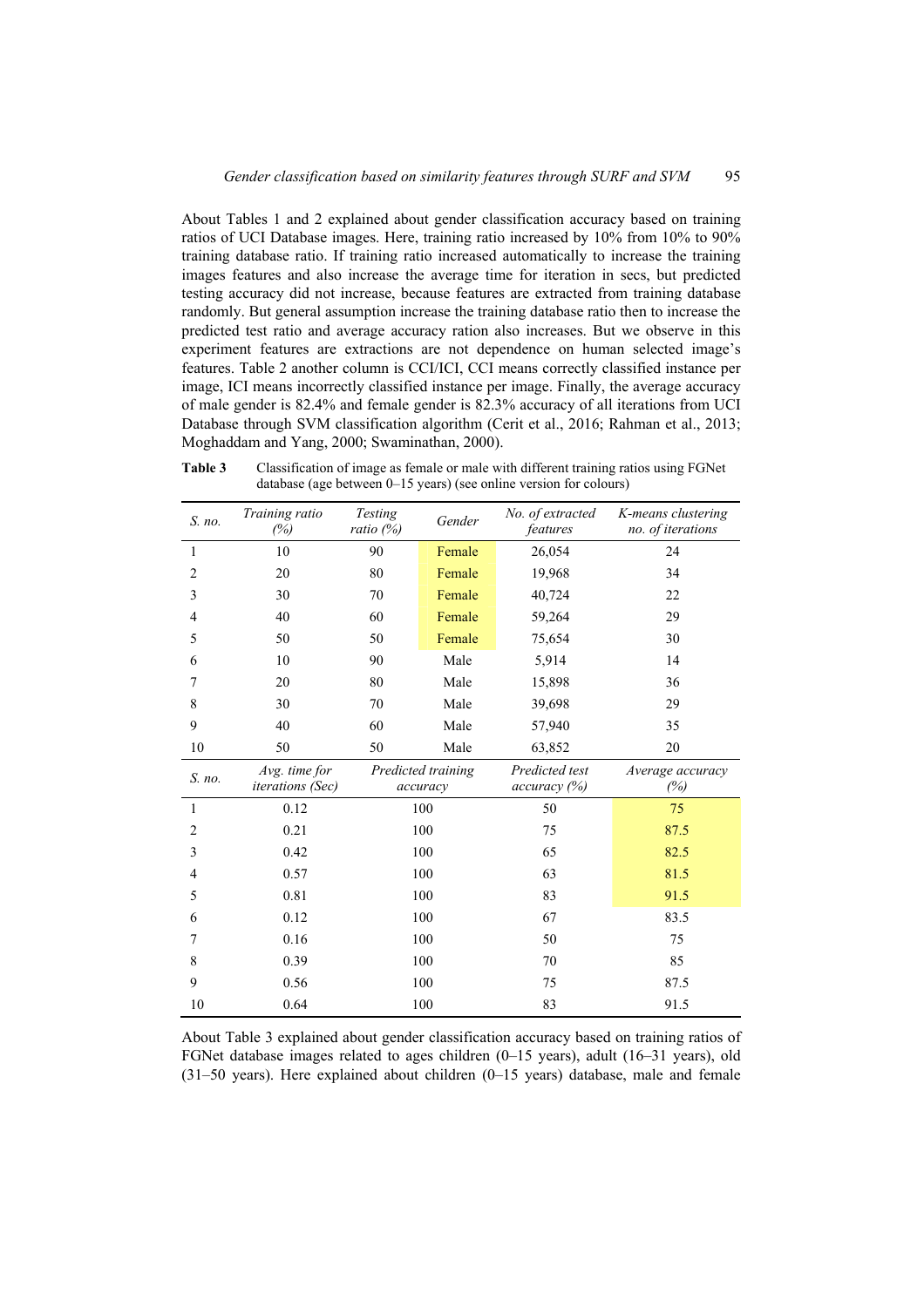About Tables 1 and 2 explained about gender classification accuracy based on training ratios of UCI Database images. Here, training ratio increased by 10% from 10% to 90% training database ratio. If training ratio increased automatically to increase the training images features and also increase the average time for iteration in secs, but predicted testing accuracy did not increase, because features are extracted from training database randomly. But general assumption increase the training database ratio then to increase the predicted test ratio and average accuracy ration also increases. But we observe in this experiment features are extractions are not dependence on human selected image's features. Table 2 another column is CCI/ICI, CCI means correctly classified instance per image, ICI means incorrectly classified instance per image. Finally, the average accuracy of male gender is 82.4% and female gender is 82.3% accuracy of all iterations from UCI Database through SVM classification algorithm (Cerit et al., 2016; Rahman et al., 2013; Moghaddam and Yang, 2000; Swaminathan, 2000).

**Table 3** Classification of image as female or male with different training ratios using FGNet database (age between 0–15 years) (see online version for colours)

| *S. no.* | *Training ratio (%)* | *Testing ratio (%)* | *Gender* | *No. of extracted features* | *K-means clustering no. of iterations* |
|---|---|---|---|---|---|
| 1 | 10 | 90 | Female | 26,054 | 24 |
| 2 | 20 | 80 | Female | 19,968 | 34 |
| 3 | 30 | 70 | Female | 40,724 | 22 |
| 4 | 40 | 60 | Female | 59,264 | 29 |
| 5 | 50 | 50 | Female | 75,654 | 30 |
| 6 | 10 | 90 | Male | 5,914 | 14 |
| 7 | 20 | 80 | Male | 15,898 | 36 |
| 8 | 30 | 70 | Male | 39,698 | 29 |
| 9 | 40 | 60 | Male | 57,940 | 35 |
| 10 | 50 | 50 | Male | 63,852 | 20 |

| *S. no.* | *Avg. time for iterations (Sec)* | *Predicted training accuracy* | *Predicted test accuracy (%)* | *Average accuracy (%)* |
|---|---|---|---|---|
| 1 | 0.12 | 100 | 50 | 75 |
| 2 | 0.21 | 100 | 75 | 87.5 |
| 3 | 0.42 | 100 | 65 | 82.5 |
| 4 | 0.57 | 100 | 63 | 81.5 |
| 5 | 0.81 | 100 | 83 | 91.5 |
| 6 | 0.12 | 100 | 67 | 83.5 |
| 7 | 0.16 | 100 | 50 | 75 |
| 8 | 0.39 | 100 | 70 | 85 |
| 9 | 0.56 | 100 | 75 | 87.5 |
| 10 | 0.64 | 100 | 83 | 91.5 |

About Table 3 explained about gender classification accuracy based on training ratios of FGNet database images related to ages children (0–15 years), adult (16–31 years), old (31–50 years). Here explained about children (0–15 years) database, male and female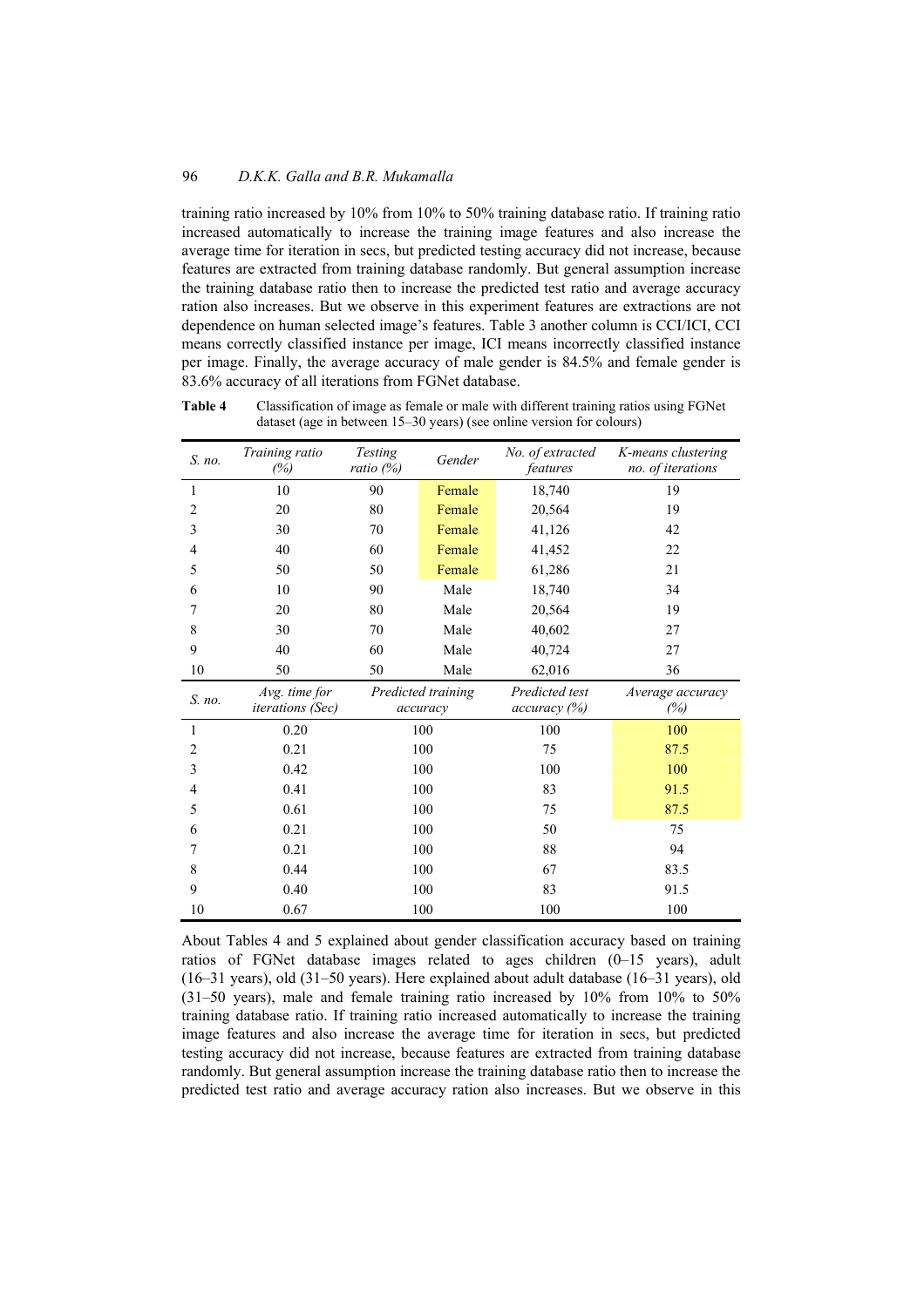training ratio increased by 10% from 10% to 50% training database ratio. If training ratio increased automatically to increase the training image features and also increase the average time for iteration in secs, but predicted testing accuracy did not increase, because features are extracted from training database randomly. But general assumption increase the training database ratio then to increase the predicted test ratio and average accuracy ration also increases. But we observe in this experiment features are extractions are not dependence on human selected image's features. Table 3 another column is CCI/ICI, CCI means correctly classified instance per image, ICI means incorrectly classified instance per image. Finally, the average accuracy of male gender is 84.5% and female gender is 83.6% accuracy of all iterations from FGNet database.

**Table 4** Classification of image as female or male with different training ratios using FGNet dataset (age in between 15–30 years) (see online version for colours)

| *S. no.* | *Training ratio (%)* | *Testing ratio (%)* | *Gender* | *No. of extracted features* | *K-means clustering no. of iterations* |
|---|---|---|---|---|---|
| 1 | 10 | 90 | Female | 18,740 | 19 |
| 2 | 20 | 80 | Female | 20,564 | 19 |
| 3 | 30 | 70 | Female | 41,126 | 42 |
| 4 | 40 | 60 | Female | 41,452 | 22 |
| 5 | 50 | 50 | Female | 61,286 | 21 |
| 6 | 10 | 90 | Male | 18,740 | 34 |
| 7 | 20 | 80 | Male | 20,564 | 19 |
| 8 | 30 | 70 | Male | 40,602 | 27 |
| 9 | 40 | 60 | Male | 40,724 | 27 |
| 10 | 50 | 50 | Male | 62,016 | 36 |

| *S. no.* | *Avg. time for iterations (Sec)* | *Predicted training accuracy* | *Predicted test accuracy (%)* | *Average accuracy (%)* |
|---|---|---|---|---|
| 1 | 0.20 | 100 | 100 | 100 |
| 2 | 0.21 | 100 | 75 | 87.5 |
| 3 | 0.42 | 100 | 100 | 100 |
| 4 | 0.41 | 100 | 83 | 91.5 |
| 5 | 0.61 | 100 | 75 | 87.5 |
| 6 | 0.21 | 100 | 50 | 75 |
| 7 | 0.21 | 100 | 88 | 94 |
| 8 | 0.44 | 100 | 67 | 83.5 |
| 9 | 0.40 | 100 | 83 | 91.5 |
| 10 | 0.67 | 100 | 100 | 100 |

About Tables 4 and 5 explained about gender classification accuracy based on training ratios of FGNet database images related to ages children (0–15 years), adult (16–31 years), old (31–50 years). Here explained about adult database (16–31 years), old (31–50 years), male and female training ratio increased by 10% from 10% to 50% training database ratio. If training ratio increased automatically to increase the training image features and also increase the average time for iteration in secs, but predicted testing accuracy did not increase, because features are extracted from training database randomly. But general assumption increase the training database ratio then to increase the predicted test ratio and average accuracy ration also increases. But we observe in this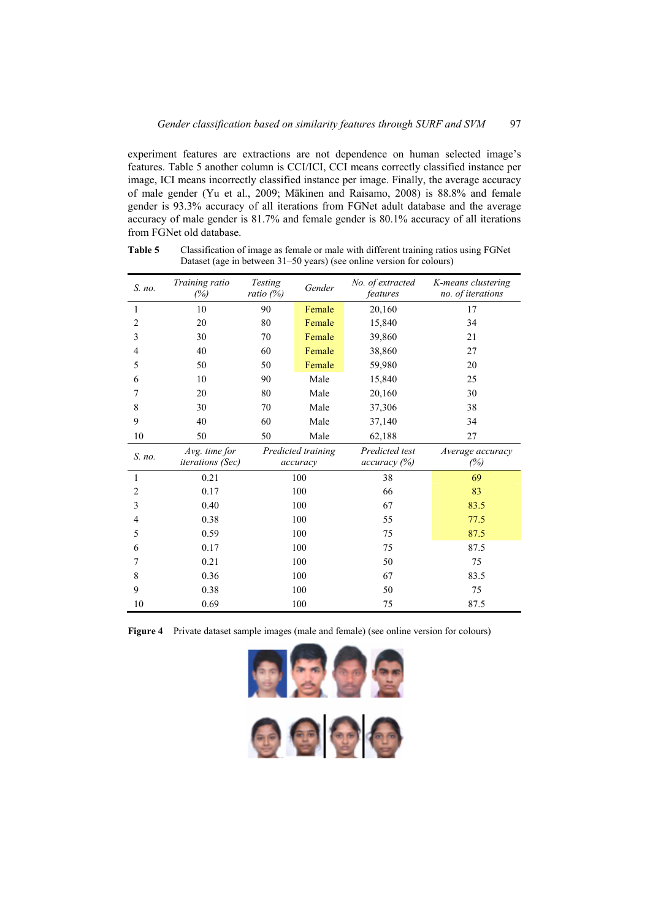experiment features are extractions are not dependence on human selected image's features. Table 5 another column is CCI/ICI, CCI means correctly classified instance per image, ICI means incorrectly classified instance per image. Finally, the average accuracy of male gender (Yu et al., 2009; Mäkinen and Raisamo, 2008) is 88.8% and female gender is 93.3% accuracy of all iterations from FGNet adult database and the average accuracy of male gender is 81.7% and female gender is 80.1% accuracy of all iterations from FGNet old database.

**Table 5** Classification of image as female or male with different training ratios using FGNet Dataset (age in between 31–50 years) (see online version for colours)

| *S. no.* | *Training ratio (%)* | *Testing ratio (%)* | *Gender* | *No. of extracted features* | *K-means clustering no. of iterations* |
|---|---|---|---|---|---|
| 1 | 10 | 90 | Female | 20,160 | 17 |
| 2 | 20 | 80 | Female | 15,840 | 34 |
| 3 | 30 | 70 | Female | 39,860 | 21 |
| 4 | 40 | 60 | Female | 38,860 | 27 |
| 5 | 50 | 50 | Female | 59,980 | 20 |
| 6 | 10 | 90 | Male | 15,840 | 25 |
| 7 | 20 | 80 | Male | 20,160 | 30 |
| 8 | 30 | 70 | Male | 37,306 | 38 |
| 9 | 40 | 60 | Male | 37,140 | 34 |
| 10 | 50 | 50 | Male | 62,188 | 27 |

| *S. no.* | *Avg. time for iterations (Sec)* | *Predicted training accuracy* | *Predicted test accuracy (%)* | *Average accuracy (%)* |
|---|---|---|---|---|
| 1 | 0.21 | 100 | 38 | 69 |
| 2 | 0.17 | 100 | 66 | 83 |
| 3 | 0.40 | 100 | 67 | 83.5 |
| 4 | 0.38 | 100 | 55 | 77.5 |
| 5 | 0.59 | 100 | 75 | 87.5 |
| 6 | 0.17 | 100 | 75 | 87.5 |
| 7 | 0.21 | 100 | 50 | 75 |
| 8 | 0.36 | 100 | 67 | 83.5 |
| 9 | 0.38 | 100 | 50 | 75 |
| 10 | 0.69 | 100 | 75 | 87.5 |

**Figure 4** Private dataset sample images (male and female) (see online version for colours)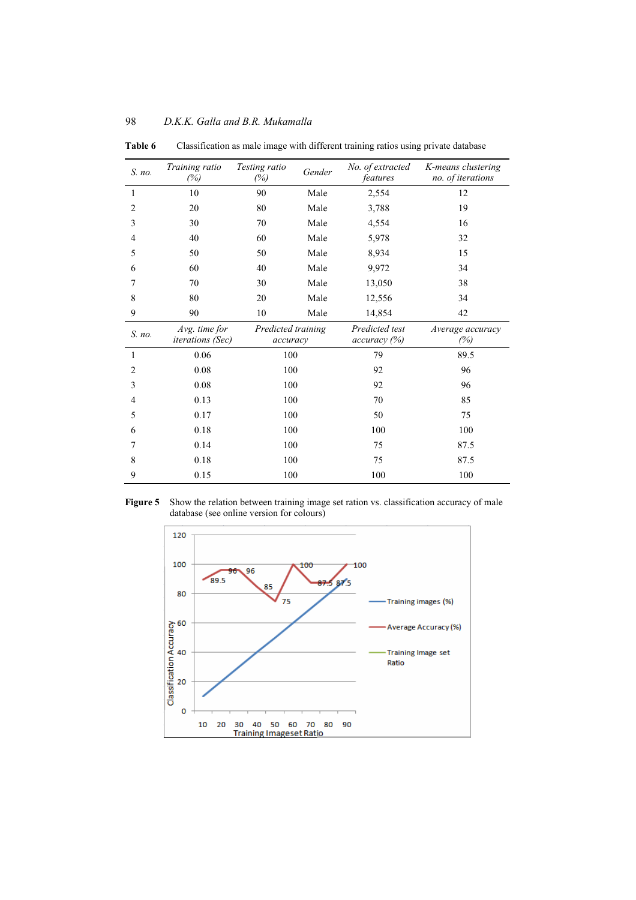**Table 6** Classification as male image with different training ratios using private database

| S. no. | Training ratio (%) | Testing ratio (%) | Gender | No. of extracted features | K-means clustering no. of iterations |
|---|---|---|---|---|---|
| 1 | 10 | 90 | Male | 2,554 | 12 |
| 2 | 20 | 80 | Male | 3,788 | 19 |
| 3 | 30 | 70 | Male | 4,554 | 16 |
| 4 | 40 | 60 | Male | 5,978 | 32 |
| 5 | 50 | 50 | Male | 8,934 | 15 |
| 6 | 60 | 40 | Male | 9,972 | 34 |
| 7 | 70 | 30 | Male | 13,050 | 38 |
| 8 | 80 | 20 | Male | 12,556 | 34 |
| 9 | 90 | 10 | Male | 14,854 | 42 |

| S. no. | Avg. time for iterations (Sec) | Predicted training accuracy | Predicted test accuracy (%) | Average accuracy (%) |
|---|---|---|---|---|
| 1 | 0.06 | 100 | 79 | 89.5 |
| 2 | 0.08 | 100 | 92 | 96 |
| 3 | 0.08 | 100 | 92 | 96 |
| 4 | 0.13 | 100 | 70 | 85 |
| 5 | 0.17 | 100 | 50 | 75 |
| 6 | 0.18 | 100 | 100 | 100 |
| 7 | 0.14 | 100 | 75 | 87.5 |
| 8 | 0.18 | 100 | 75 | 87.5 |
| 9 | 0.15 | 100 | 100 | 100 |

**Figure 5** Show the relation between training image set ration vs. classification accuracy of male database (see online version for colours)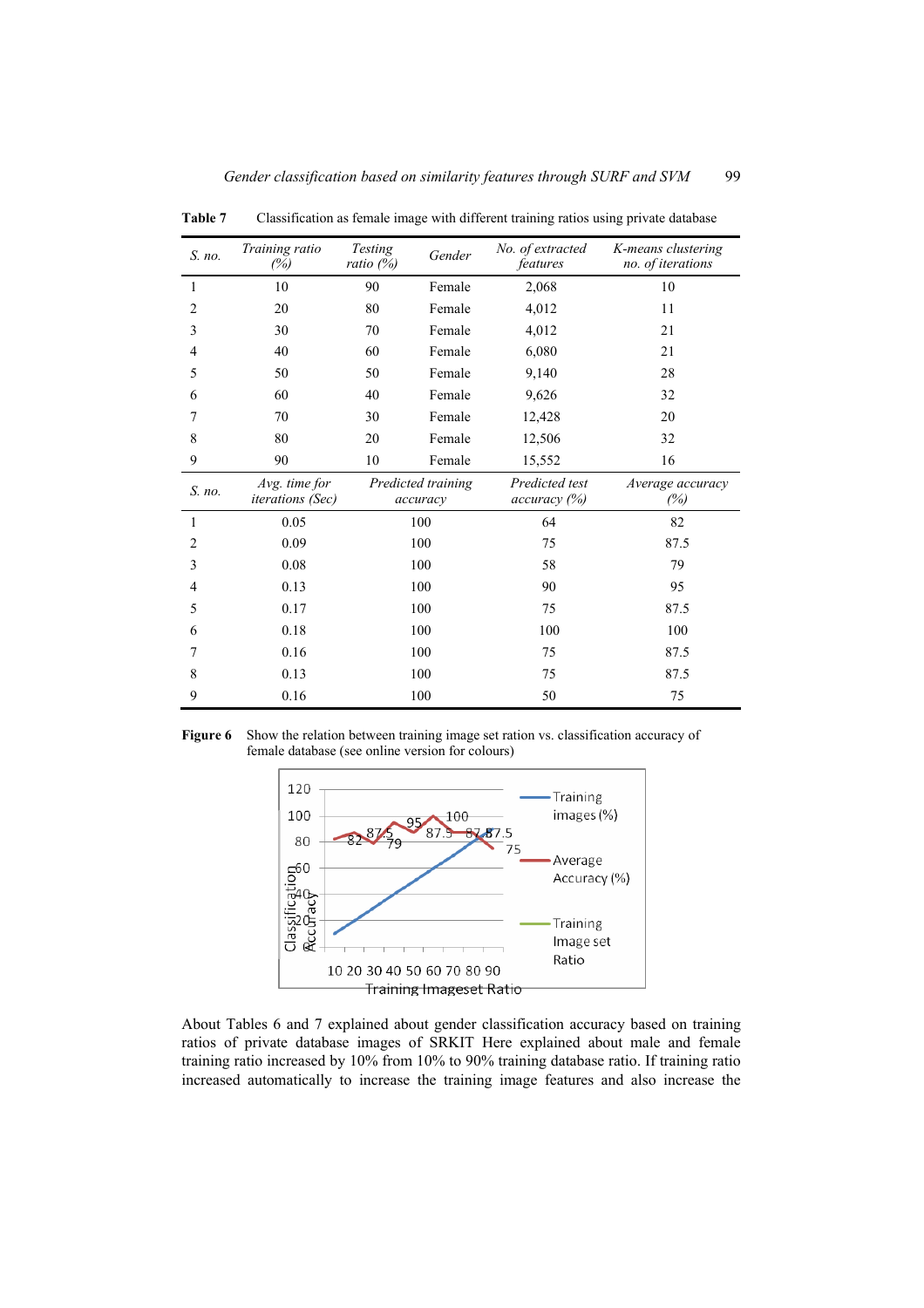**Table 7** Classification as female image with different training ratios using private database

| *S. no.* | *Training ratio (%)* | *Testing ratio (%)* | *Gender* | *No. of extracted features* | *K-means clustering no. of iterations* |
|---|---|---|---|---|---|
| 1 | 10 | 90 | Female | 2,068 | 10 |
| 2 | 20 | 80 | Female | 4,012 | 11 |
| 3 | 30 | 70 | Female | 4,012 | 21 |
| 4 | 40 | 60 | Female | 6,080 | 21 |
| 5 | 50 | 50 | Female | 9,140 | 28 |
| 6 | 60 | 40 | Female | 9,626 | 32 |
| 7 | 70 | 30 | Female | 12,428 | 20 |
| 8 | 80 | 20 | Female | 12,506 | 32 |
| 9 | 90 | 10 | Female | 15,552 | 16 |

| *S. no.* | *Avg. time for iterations (Sec)* | *Predicted training accuracy* | *Predicted test accuracy (%)* | *Average accuracy (%)* |
|---|---|---|---|---|
| 1 | 0.05 | 100 | 64 | 82 |
| 2 | 0.09 | 100 | 75 | 87.5 |
| 3 | 0.08 | 100 | 58 | 79 |
| 4 | 0.13 | 100 | 90 | 95 |
| 5 | 0.17 | 100 | 75 | 87.5 |
| 6 | 0.18 | 100 | 100 | 100 |
| 7 | 0.16 | 100 | 75 | 87.5 |
| 8 | 0.13 | 100 | 75 | 87.5 |
| 9 | 0.16 | 100 | 50 | 75 |

**Figure 6** Show the relation between training image set ration vs. classification accuracy of female database (see online version for colours)

About Tables 6 and 7 explained about gender classification accuracy based on training ratios of private database images of SRKIT Here explained about male and female training ratio increased by 10% from 10% to 90% training database ratio. If training ratio increased automatically to increase the training image features and also increase the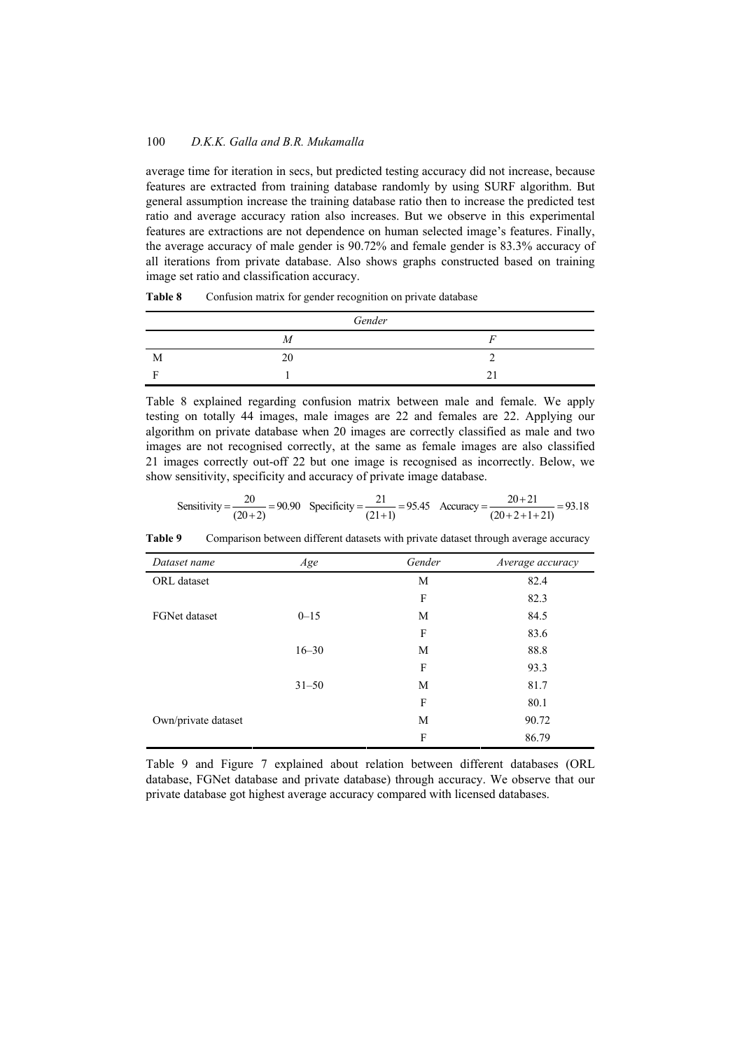average time for iteration in secs, but predicted testing accuracy did not increase, because features are extracted from training database randomly by using SURF algorithm. But general assumption increase the training database ratio then to increase the predicted test ratio and average accuracy ration also increases. But we observe in this experimental features are extractions are not dependence on human selected image's features. Finally, the average accuracy of male gender is 90.72% and female gender is 83.3% accuracy of all iterations from private database. Also shows graphs constructed based on training image set ratio and classification accuracy.

**Table 8** Confusion matrix for gender recognition on private database

| | *Gender* | |
|---|---|---|
| | *M* | *F* |
| M | 20 | 2 |
| F | 1 | 21 |

Table 8 explained regarding confusion matrix between male and female. We apply testing on totally 44 images, male images are 22 and females are 22. Applying our algorithm on private database when 20 images are correctly classified as male and two images are not recognised correctly, at the same as female images are also classified 21 images correctly out-off 22 but one image is recognised as incorrectly. Below, we show sensitivity, specificity and accuracy of private image database.

$$\text{Sensitivity} = \frac{20}{(20+2)} = 90.90 \quad \text{Specificity} = \frac{21}{(21+1)} = 95.45 \quad \text{Accuracy} = \frac{20+21}{(20+2+1+21)} = 93.18$$

**Table 9** Comparison between different datasets with private dataset through average accuracy

| *Dataset name* | *Age* | *Gender* | *Average accuracy* |
|---|---|---|---|
| ORL dataset | | M | 82.4 |
| | | F | 82.3 |
| FGNet dataset | 0–15 | M | 84.5 |
| | | F | 83.6 |
| | 16–30 | M | 88.8 |
| | | F | 93.3 |
| | 31–50 | M | 81.7 |
| | | F | 80.1 |
| Own/private dataset | | M | 90.72 |
| | | F | 86.79 |

Table 9 and Figure 7 explained about relation between different databases (ORL database, FGNet database and private database) through accuracy. We observe that our private database got highest average accuracy compared with licensed databases.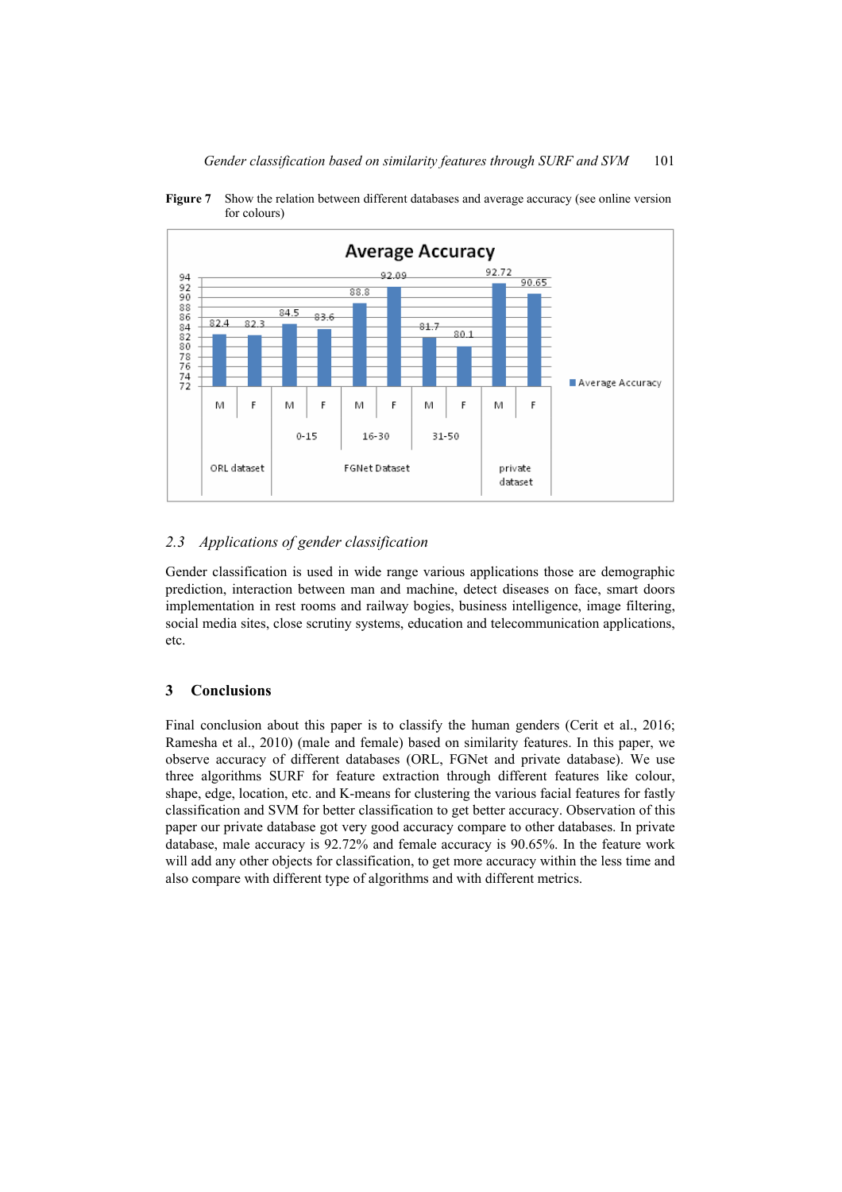**Figure 7** Show the relation between different databases and average accuracy (see online version for colours)

## 2.3 Applications of gender classification

Gender classification is used in wide range various applications those are demographic prediction, interaction between man and machine, detect diseases on face, smart doors implementation in rest rooms and railway bogies, business intelligence, image filtering, social media sites, close scrutiny systems, education and telecommunication applications, etc.

# 3 Conclusions

Final conclusion about this paper is to classify the human genders (Cerit et al., 2016; Ramesha et al., 2010) (male and female) based on similarity features. In this paper, we observe accuracy of different databases (ORL, FGNet and private database). We use three algorithms SURF for feature extraction through different features like colour, shape, edge, location, etc. and K-means for clustering the various facial features for fastly classification and SVM for better classification to get better accuracy. Observation of this paper our private database got very good accuracy compare to other databases. In private database, male accuracy is 92.72% and female accuracy is 90.65%. In the feature work will add any other objects for classification, to get more accuracy within the less time and also compare with different type of algorithms and with different metrics.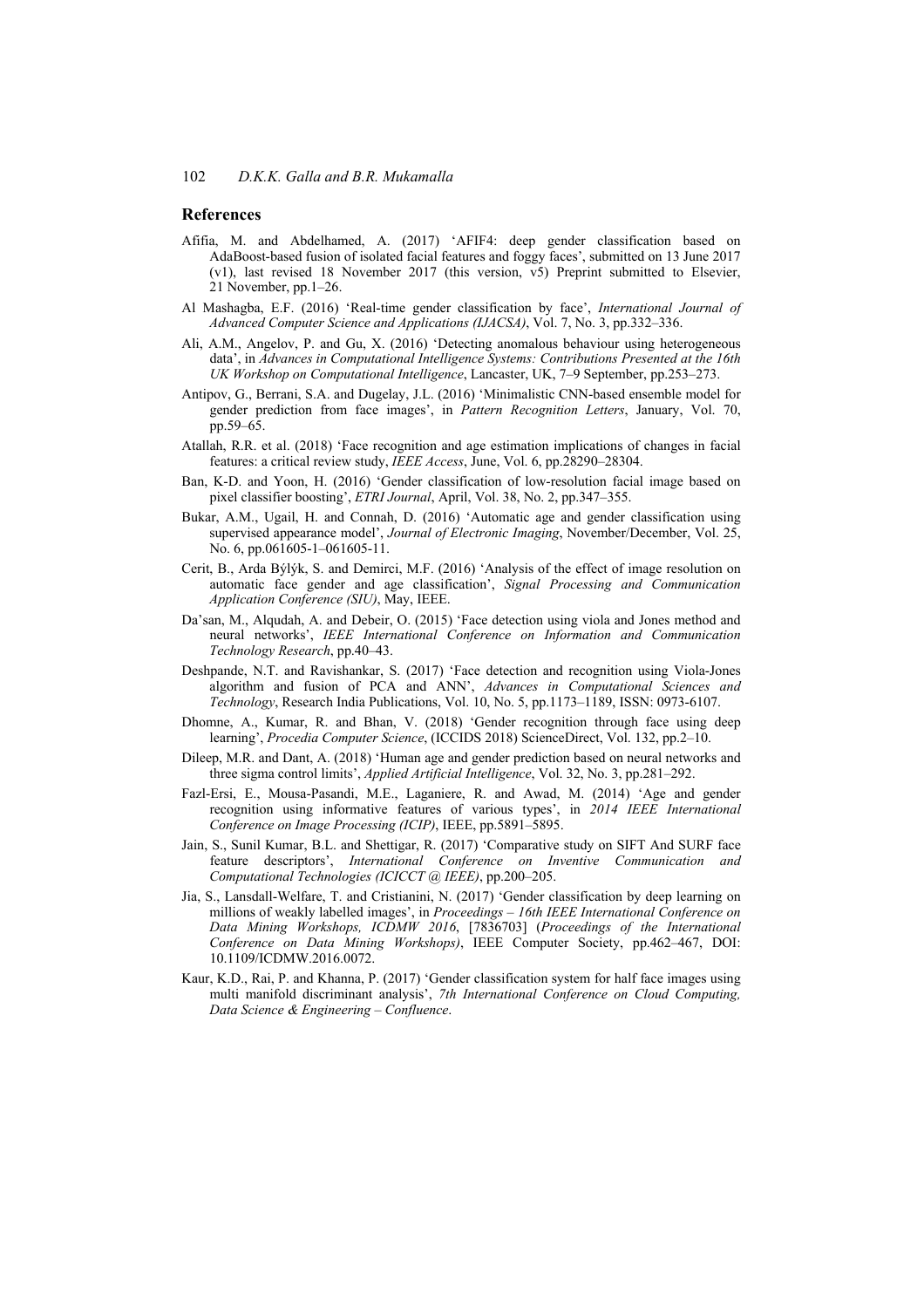## References

Afifia, M. and Abdelhamed, A. (2017) 'AFIF4: deep gender classification based on AdaBoost-based fusion of isolated facial features and foggy faces', submitted on 13 June 2017 (v1), last revised 18 November 2017 (this version, v5) Preprint submitted to Elsevier, 21 November, pp.1–26.

Al Mashagba, E.F. (2016) 'Real-time gender classification by face', *International Journal of Advanced Computer Science and Applications (IJACSA)*, Vol. 7, No. 3, pp.332–336.

Ali, A.M., Angelov, P. and Gu, X. (2016) 'Detecting anomalous behaviour using heterogeneous data', in *Advances in Computational Intelligence Systems: Contributions Presented at the 16th UK Workshop on Computational Intelligence*, Lancaster, UK, 7–9 September, pp.253–273.

Antipov, G., Berrani, S.A. and Dugelay, J.L. (2016) 'Minimalistic CNN-based ensemble model for gender prediction from face images', in *Pattern Recognition Letters*, January, Vol. 70, pp.59–65.

Atallah, R.R. et al. (2018) 'Face recognition and age estimation implications of changes in facial features: a critical review study, *IEEE Access*, June, Vol. 6, pp.28290–28304.

Ban, K-D. and Yoon, H. (2016) 'Gender classification of low-resolution facial image based on pixel classifier boosting', *ETRI Journal*, April, Vol. 38, No. 2, pp.347–355.

Bukar, A.M., Ugail, H. and Connah, D. (2016) 'Automatic age and gender classification using supervised appearance model', *Journal of Electronic Imaging*, November/December, Vol. 25, No. 6, pp.061605-1–061605-11.

Cerit, B., Arda Býlýk, S. and Demirci, M.F. (2016) 'Analysis of the effect of image resolution on automatic face gender and age classification', *Signal Processing and Communication Application Conference (SIU)*, May, IEEE.

Da'san, M., Alqudah, A. and Debeir, O. (2015) 'Face detection using viola and Jones method and neural networks', *IEEE International Conference on Information and Communication Technology Research*, pp.40–43.

Deshpande, N.T. and Ravishankar, S. (2017) 'Face detection and recognition using Viola-Jones algorithm and fusion of PCA and ANN', *Advances in Computational Sciences and Technology*, Research India Publications, Vol. 10, No. 5, pp.1173–1189, ISSN: 0973-6107.

Dhomne, A., Kumar, R. and Bhan, V. (2018) 'Gender recognition through face using deep learning', *Procedia Computer Science*, (ICCIDS 2018) ScienceDirect, Vol. 132, pp.2–10.

Dileep, M.R. and Dant, A. (2018) 'Human age and gender prediction based on neural networks and three sigma control limits', *Applied Artificial Intelligence*, Vol. 32, No. 3, pp.281–292.

Fazl-Ersi, E., Mousa-Pasandi, M.E., Laganiere, R. and Awad, M. (2014) 'Age and gender recognition using informative features of various types', in *2014 IEEE International Conference on Image Processing (ICIP)*, IEEE, pp.5891–5895.

Jain, S., Sunil Kumar, B.L. and Shettigar, R. (2017) 'Comparative study on SIFT And SURF face feature descriptors', *International Conference on Inventive Communication and Computational Technologies (ICICCT @ IEEE)*, pp.200–205.

Jia, S., Lansdall-Welfare, T. and Cristianini, N. (2017) 'Gender classification by deep learning on millions of weakly labelled images', in *Proceedings – 16th IEEE International Conference on Data Mining Workshops, ICDMW 2016*, [7836703] (*Proceedings of the International Conference on Data Mining Workshops)*, IEEE Computer Society, pp.462–467, DOI: 10.1109/ICDMW.2016.0072.

Kaur, K.D., Rai, P. and Khanna, P. (2017) 'Gender classification system for half face images using multi manifold discriminant analysis', *7th International Conference on Cloud Computing, Data Science & Engineering – Confluence*.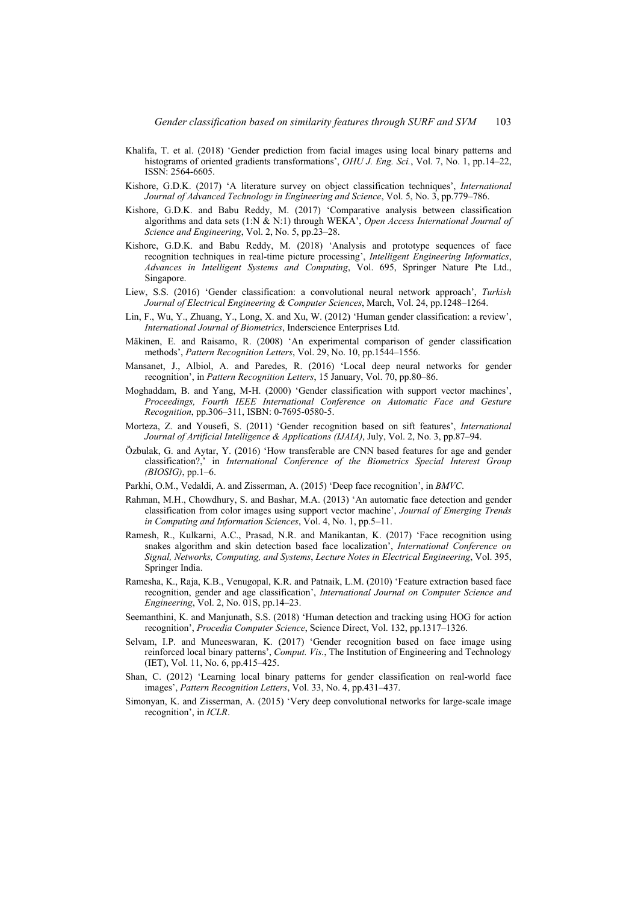Khalifa, T. et al. (2018) 'Gender prediction from facial images using local binary patterns and histograms of oriented gradients transformations', *OHU J. Eng. Sci.*, Vol. 7, No. 1, pp.14–22, ISSN: 2564-6605.

Kishore, G.D.K. (2017) 'A literature survey on object classification techniques', *International Journal of Advanced Technology in Engineering and Science*, Vol. 5, No. 3, pp.779–786.

Kishore, G.D.K. and Babu Reddy, M. (2017) 'Comparative analysis between classification algorithms and data sets (1:N & N:1) through WEKA', *Open Access International Journal of Science and Engineering*, Vol. 2, No. 5, pp.23–28.

Kishore, G.D.K. and Babu Reddy, M. (2018) 'Analysis and prototype sequences of face recognition techniques in real-time picture processing', *Intelligent Engineering Informatics*, *Advances in Intelligent Systems and Computing*, Vol. 695, Springer Nature Pte Ltd., Singapore.

Liew, S.S. (2016) 'Gender classification: a convolutional neural network approach', *Turkish Journal of Electrical Engineering & Computer Sciences*, March, Vol. 24, pp.1248–1264.

Lin, F., Wu, Y., Zhuang, Y., Long, X. and Xu, W. (2012) 'Human gender classification: a review', *International Journal of Biometrics*, Inderscience Enterprises Ltd.

Mäkinen, E. and Raisamo, R. (2008) 'An experimental comparison of gender classification methods', *Pattern Recognition Letters*, Vol. 29, No. 10, pp.1544–1556.

Mansanet, J., Albiol, A. and Paredes, R. (2016) 'Local deep neural networks for gender recognition', in *Pattern Recognition Letters*, 15 January, Vol. 70, pp.80–86.

Moghaddam, B. and Yang, M-H. (2000) 'Gender classification with support vector machines', *Proceedings, Fourth IEEE International Conference on Automatic Face and Gesture Recognition*, pp.306–311, ISBN: 0-7695-0580-5.

Morteza, Z. and Yousefi, S. (2011) 'Gender recognition based on sift features', *International Journal of Artificial Intelligence & Applications (IJAIA)*, July, Vol. 2, No. 3, pp.87–94.

Özbulak, G. and Aytar, Y. (2016) 'How transferable are CNN based features for age and gender classification?,' in *International Conference of the Biometrics Special Interest Group (BIOSIG)*, pp.1–6.

Parkhi, O.M., Vedaldi, A. and Zisserman, A. (2015) 'Deep face recognition', in *BMVC*.

Rahman, M.H., Chowdhury, S. and Bashar, M.A. (2013) 'An automatic face detection and gender classification from color images using support vector machine', *Journal of Emerging Trends in Computing and Information Sciences*, Vol. 4, No. 1, pp.5–11.

Ramesh, R., Kulkarni, A.C., Prasad, N.R. and Manikantan, K. (2017) 'Face recognition using snakes algorithm and skin detection based face localization', *International Conference on Signal, Networks, Computing, and Systems*, *Lecture Notes in Electrical Engineering*, Vol. 395, Springer India.

Ramesha, K., Raja, K.B., Venugopal, K.R. and Patnaik, L.M. (2010) 'Feature extraction based face recognition, gender and age classification', *International Journal on Computer Science and Engineering*, Vol. 2, No. 01S, pp.14–23.

Seemanthini, K. and Manjunath, S.S. (2018) 'Human detection and tracking using HOG for action recognition', *Procedia Computer Science*, Science Direct, Vol. 132, pp.1317–1326.

Selvam, I.P. and Muneeswaran, K. (2017) 'Gender recognition based on face image using reinforced local binary patterns', *Comput. Vis.*, The Institution of Engineering and Technology (IET), Vol. 11, No. 6, pp.415–425.

Shan, C. (2012) 'Learning local binary patterns for gender classification on real-world face images', *Pattern Recognition Letters*, Vol. 33, No. 4, pp.431–437.

Simonyan, K. and Zisserman, A. (2015) 'Very deep convolutional networks for large-scale image recognition', in *ICLR*.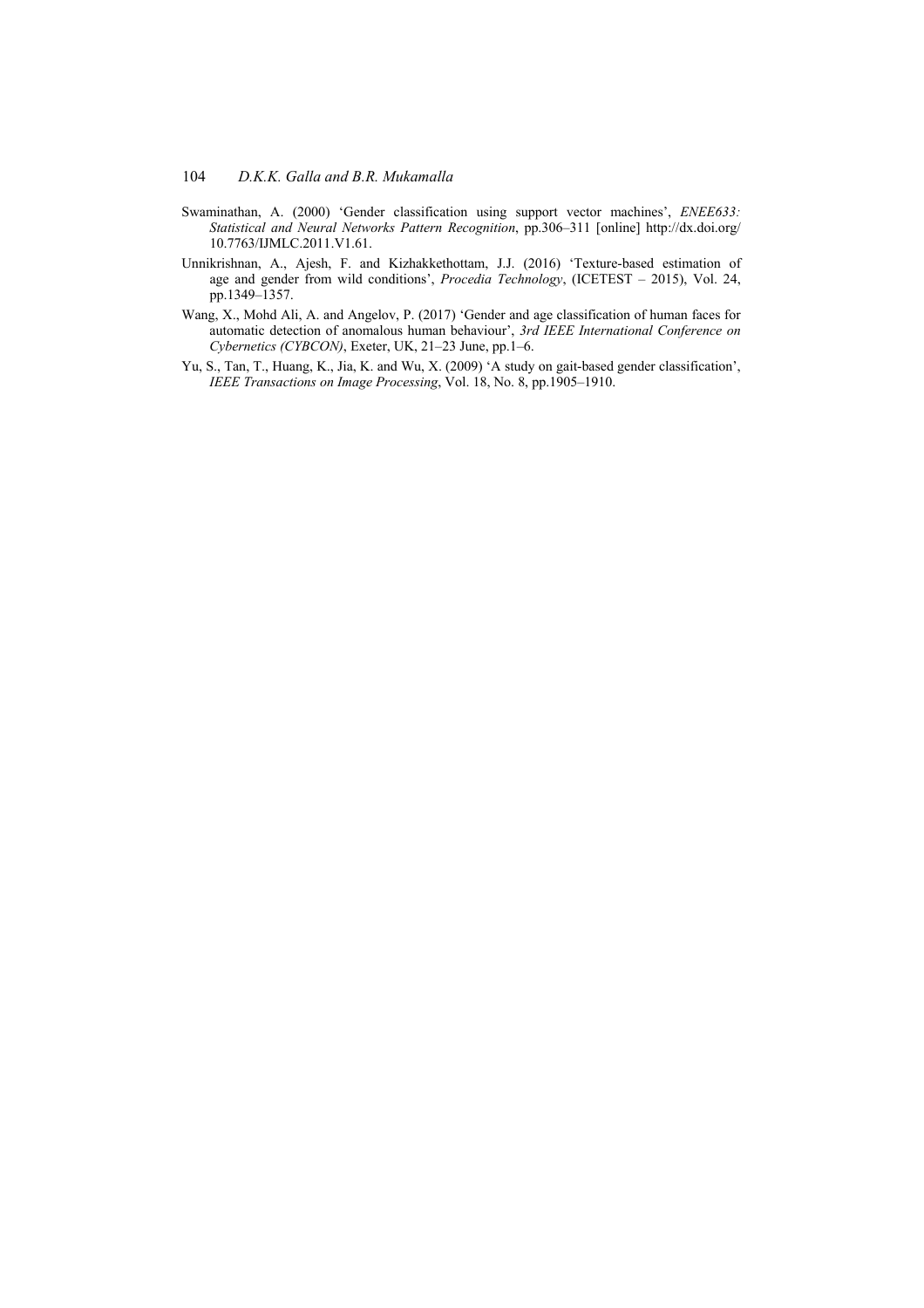Swaminathan, A. (2000) 'Gender classification using support vector machines', *ENEE633: Statistical and Neural Networks Pattern Recognition*, pp.306–311 [online] http://dx.doi.org/10.7763/IJMLC.2011.V1.61.

Unnikrishnan, A., Ajesh, F. and Kizhakkethottam, J.J. (2016) 'Texture-based estimation of age and gender from wild conditions', *Procedia Technology*, (ICETEST – 2015), Vol. 24, pp.1349–1357.

Wang, X., Mohd Ali, A. and Angelov, P. (2017) 'Gender and age classification of human faces for automatic detection of anomalous human behaviour', *3rd IEEE International Conference on Cybernetics (CYBCON)*, Exeter, UK, 21–23 June, pp.1–6.

Yu, S., Tan, T., Huang, K., Jia, K. and Wu, X. (2009) 'A study on gait-based gender classification', *IEEE Transactions on Image Processing*, Vol. 18, No. 8, pp.1905–1910.